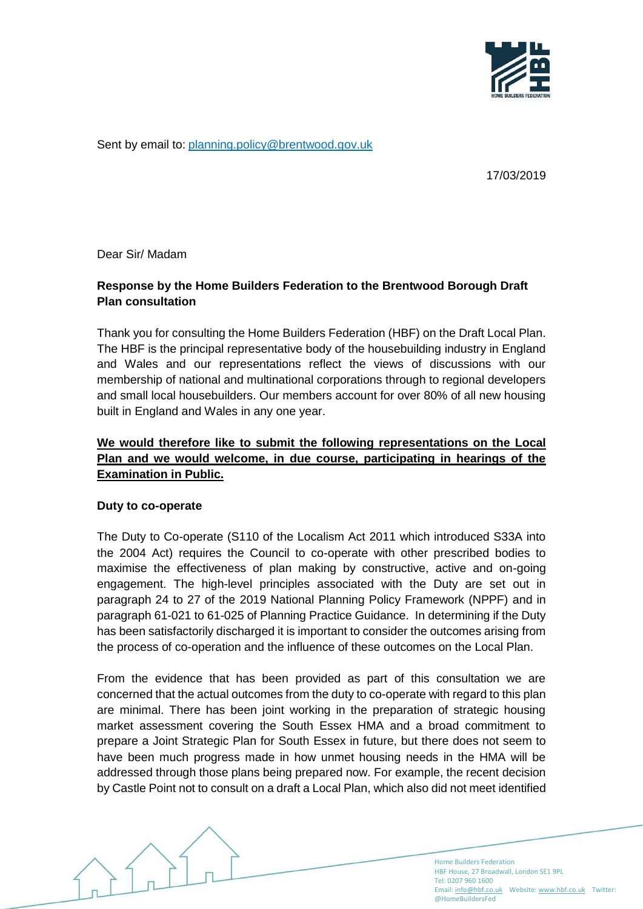Sent by email to: planning.policy@brentwood.gov.uk

17/03/2019

Dear Sir/ Madam

**Response by the Home Builders Federation to the Brentwood Borough Draft Plan consultation**

Thank you for consulting the Home Builders Federation (HBF) on the Draft Local Plan. The HBF is the principal representative body of the housebuilding industry in England and Wales and our representations reflect the views of discussions with our membership of national and multinational corporations through to regional developers and small local housebuilders. Our members account for over 80% of all new housing built in England and Wales in any one year.

**We would therefore like to submit the following representations on the Local Plan and we would welcome, in due course, participating in hearings of the Examination in Public.**

**Duty to co-operate**

The Duty to Co-operate (S110 of the Localism Act 2011 which introduced S33A into the 2004 Act) requires the Council to co-operate with other prescribed bodies to maximise the effectiveness of plan making by constructive, active and on-going engagement. The high-level principles associated with the Duty are set out in paragraph 24 to 27 of the 2019 National Planning Policy Framework (NPPF) and in paragraph 61-021 to 61-025 of Planning Practice Guidance. In determining if the Duty has been satisfactorily discharged it is important to consider the outcomes arising from the process of co-operation and the influence of these outcomes on the Local Plan.

From the evidence that has been provided as part of this consultation we are concerned that the actual outcomes from the duty to co-operate with regard to this plan are minimal. There has been joint working in the preparation of strategic housing market assessment covering the South Essex HMA and a broad commitment to prepare a Joint Strategic Plan for South Essex in future, but there does not seem to have been much progress made in how unmet housing needs in the HMA will be addressed through those plans being prepared now. For example, the recent decision by Castle Point not to consult on a draft a Local Plan, which also did not meet identified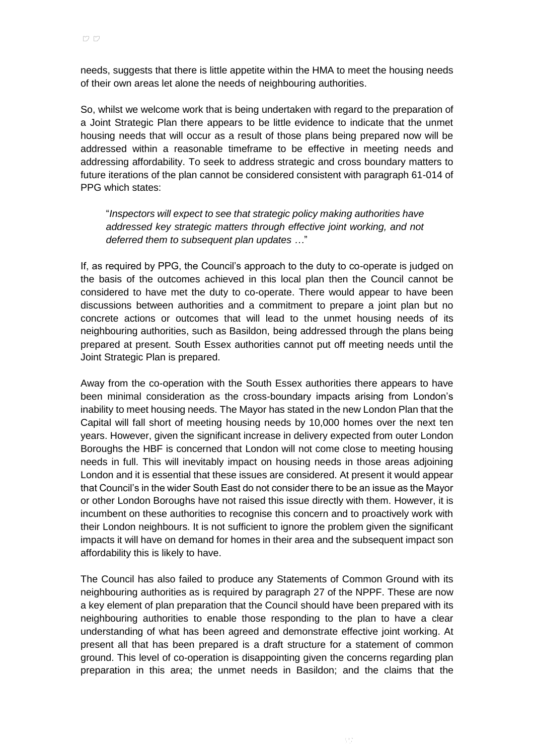needs, suggests that there is little appetite within the HMA to meet the housing needs of their own areas let alone the needs of neighbouring authorities.

So, whilst we welcome work that is being undertaken with regard to the preparation of a Joint Strategic Plan there appears to be little evidence to indicate that the unmet housing needs that will occur as a result of those plans being prepared now will be addressed within a reasonable timeframe to be effective in meeting needs and addressing affordability. To seek to address strategic and cross boundary matters to future iterations of the plan cannot be considered consistent with paragraph 61-014 of PPG which states:

> "*Inspectors will expect to see that strategic policy making authorities have addressed key strategic matters through effective joint working, and not deferred them to subsequent plan updates* …"

If, as required by PPG, the Council's approach to the duty to co-operate is judged on the basis of the outcomes achieved in this local plan then the Council cannot be considered to have met the duty to co-operate. There would appear to have been discussions between authorities and a commitment to prepare a joint plan but no concrete actions or outcomes that will lead to the unmet housing needs of its neighbouring authorities, such as Basildon, being addressed through the plans being prepared at present. South Essex authorities cannot put off meeting needs until the Joint Strategic Plan is prepared.

Away from the co-operation with the South Essex authorities there appears to have been minimal consideration as the cross-boundary impacts arising from London's inability to meet housing needs. The Mayor has stated in the new London Plan that the Capital will fall short of meeting housing needs by 10,000 homes over the next ten years. However, given the significant increase in delivery expected from outer London Boroughs the HBF is concerned that London will not come close to meeting housing needs in full. This will inevitably impact on housing needs in those areas adjoining London and it is essential that these issues are considered. At present it would appear that Council's in the wider South East do not consider there to be an issue as the Mayor or other London Boroughs have not raised this issue directly with them. However, it is incumbent on these authorities to recognise this concern and to proactively work with their London neighbours. It is not sufficient to ignore the problem given the significant impacts it will have on demand for homes in their area and the subsequent impact son affordability this is likely to have.

The Council has also failed to produce any Statements of Common Ground with its neighbouring authorities as is required by paragraph 27 of the NPPF. These are now a key element of plan preparation that the Council should have been prepared with its neighbouring authorities to enable those responding to the plan to have a clear understanding of what has been agreed and demonstrate effective joint working. At present all that has been prepared is a draft structure for a statement of common ground. This level of co-operation is disappointing given the concerns regarding plan preparation in this area; the unmet needs in Basildon; and the claims that the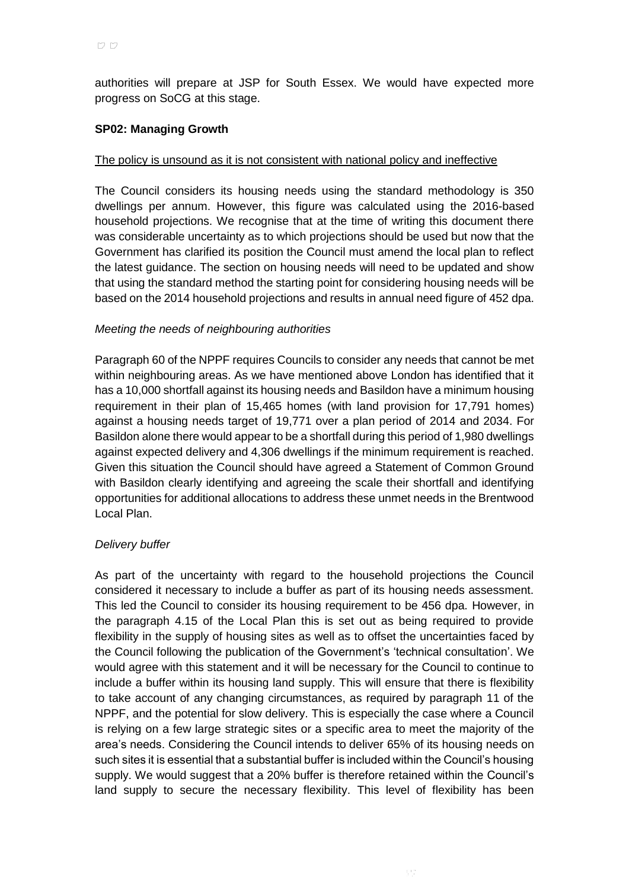authorities will prepare at JSP for South Essex. We would have expected more progress on SoCG at this stage.

**SP02: Managing Growth**

<u>The policy is unsound as it is not consistent with national policy and ineffective</u>

The Council considers its housing needs using the standard methodology is 350 dwellings per annum. However, this figure was calculated using the 2016-based household projections. We recognise that at the time of writing this document there was considerable uncertainty as to which projections should be used but now that the Government has clarified its position the Council must amend the local plan to reflect the latest guidance. The section on housing needs will need to be updated and show that using the standard method the starting point for considering housing needs will be based on the 2014 household projections and results in annual need figure of 452 dpa.

*Meeting the needs of neighbouring authorities*

Paragraph 60 of the NPPF requires Councils to consider any needs that cannot be met within neighbouring areas. As we have mentioned above London has identified that it has a 10,000 shortfall against its housing needs and Basildon have a minimum housing requirement in their plan of 15,465 homes (with land provision for 17,791 homes) against a housing needs target of 19,771 over a plan period of 2014 and 2034. For Basildon alone there would appear to be a shortfall during this period of 1,980 dwellings against expected delivery and 4,306 dwellings if the minimum requirement is reached. Given this situation the Council should have agreed a Statement of Common Ground with Basildon clearly identifying and agreeing the scale their shortfall and identifying opportunities for additional allocations to address these unmet needs in the Brentwood Local Plan.

*Delivery buffer*

As part of the uncertainty with regard to the household projections the Council considered it necessary to include a buffer as part of its housing needs assessment. This led the Council to consider its housing requirement to be 456 dpa. However, in the paragraph 4.15 of the Local Plan this is set out as being required to provide flexibility in the supply of housing sites as well as to offset the uncertainties faced by the Council following the publication of the Government's 'technical consultation'. We would agree with this statement and it will be necessary for the Council to continue to include a buffer within its housing land supply. This will ensure that there is flexibility to take account of any changing circumstances, as required by paragraph 11 of the NPPF, and the potential for slow delivery. This is especially the case where a Council is relying on a few large strategic sites or a specific area to meet the majority of the area's needs. Considering the Council intends to deliver 65% of its housing needs on such sites it is essential that a substantial buffer is included within the Council's housing supply. We would suggest that a 20% buffer is therefore retained within the Council's land supply to secure the necessary flexibility. This level of flexibility has been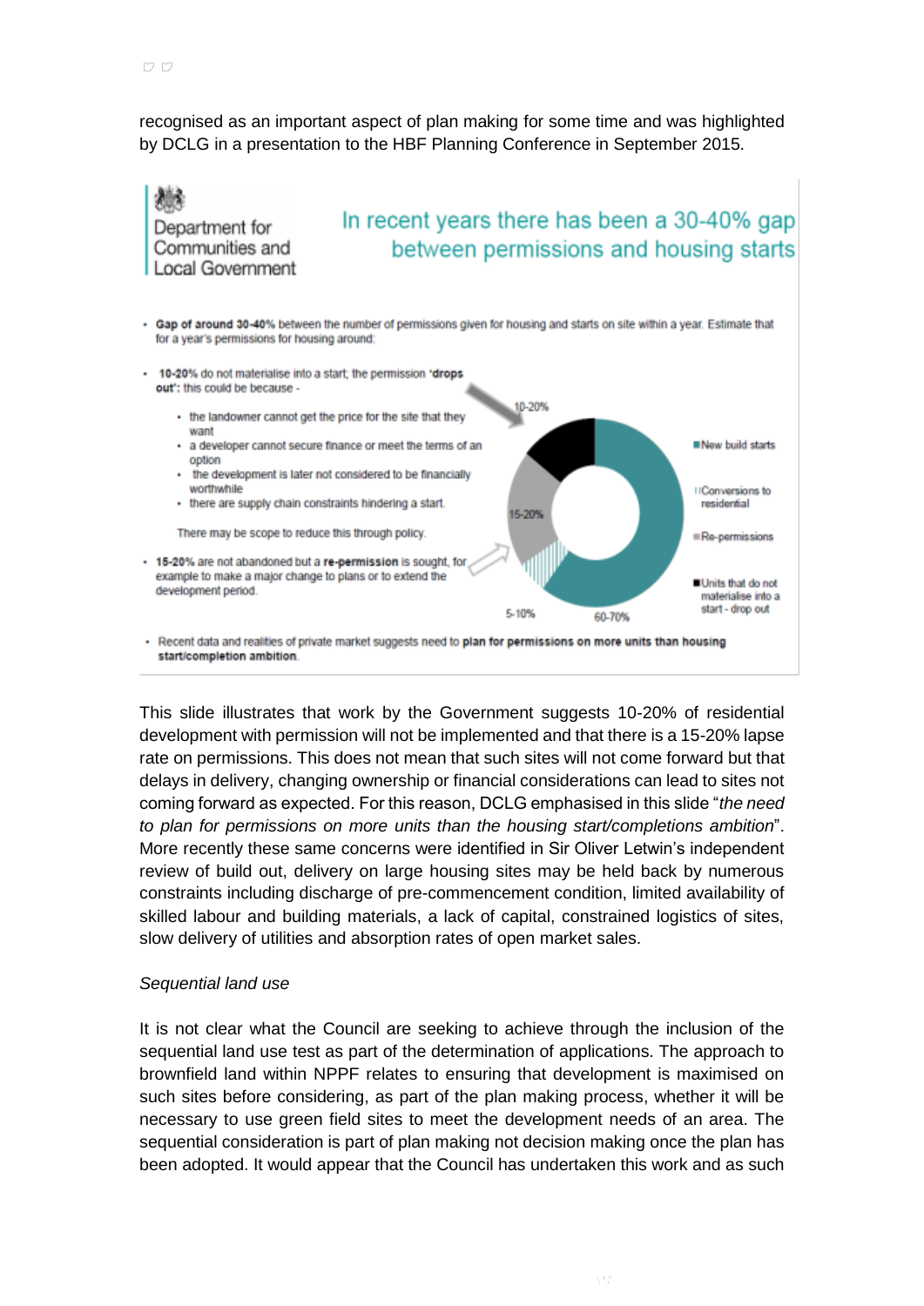recognised as an important aspect of plan making for some time and was highlighted by DCLG in a presentation to the HBF Planning Conference in September 2015.

Department for Communities and Local Government

**In recent years there has been a 30-40% gap between permissions and housing starts**

- **Gap of around 30-40%** between the number of permissions given for housing and starts on site within a year. Estimate that for a year's permissions for housing around:
- **10-20%** do not materialise into a start; the permission **'drops out'**: this could be because -
  - the landowner cannot get the price for the site that they want
  - a developer cannot secure finance or meet the terms of an option
  - the development is later not considered to be financially worthwhile
  - there are supply chain constraints hindering a start.

  There may be scope to reduce this through policy.
- **15-20%** are not abandoned but a **re-permission** is sought, for example to make a major change to plans or to extend the development period.

10-20% | 15-20% | 5-10% | 60-70%

- New build starts
- Conversions to residential
- Re-permissions
- Units that do not materialise into a start - drop out

- Recent data and realities of private market suggests need to **plan for permissions on more units than housing start/completion ambition**.

This slide illustrates that work by the Government suggests 10-20% of residential development with permission will not be implemented and that there is a 15-20% lapse rate on permissions. This does not mean that such sites will not come forward but that delays in delivery, changing ownership or financial considerations can lead to sites not coming forward as expected. For this reason, DCLG emphasised in this slide "*the need to plan for permissions on more units than the housing start/completions ambition*". More recently these same concerns were identified in Sir Oliver Letwin's independent review of build out, delivery on large housing sites may be held back by numerous constraints including discharge of pre-commencement condition, limited availability of skilled labour and building materials, a lack of capital, constrained logistics of sites, slow delivery of utilities and absorption rates of open market sales.

*Sequential land use*

It is not clear what the Council are seeking to achieve through the inclusion of the sequential land use test as part of the determination of applications. The approach to brownfield land within NPPF relates to ensuring that development is maximised on such sites before considering, as part of the plan making process, whether it will be necessary to use green field sites to meet the development needs of an area. The sequential consideration is part of plan making not decision making once the plan has been adopted. It would appear that the Council has undertaken this work and as such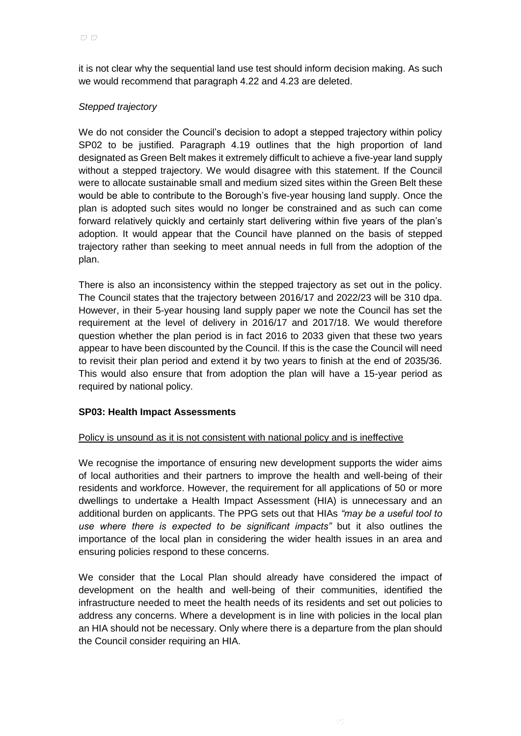it is not clear why the sequential land use test should inform decision making. As such we would recommend that paragraph 4.22 and 4.23 are deleted.

*Stepped trajectory*

We do not consider the Council's decision to adopt a stepped trajectory within policy SP02 to be justified. Paragraph 4.19 outlines that the high proportion of land designated as Green Belt makes it extremely difficult to achieve a five-year land supply without a stepped trajectory. We would disagree with this statement. If the Council were to allocate sustainable small and medium sized sites within the Green Belt these would be able to contribute to the Borough's five-year housing land supply. Once the plan is adopted such sites would no longer be constrained and as such can come forward relatively quickly and certainly start delivering within five years of the plan's adoption. It would appear that the Council have planned on the basis of stepped trajectory rather than seeking to meet annual needs in full from the adoption of the plan.

There is also an inconsistency within the stepped trajectory as set out in the policy. The Council states that the trajectory between 2016/17 and 2022/23 will be 310 dpa. However, in their 5-year housing land supply paper we note the Council has set the requirement at the level of delivery in 2016/17 and 2017/18. We would therefore question whether the plan period is in fact 2016 to 2033 given that these two years appear to have been discounted by the Council. If this is the case the Council will need to revisit their plan period and extend it by two years to finish at the end of 2035/36. This would also ensure that from adoption the plan will have a 15-year period as required by national policy.

**SP03: Health Impact Assessments**

<u>Policy is unsound as it is not consistent with national policy and is ineffective</u>

We recognise the importance of ensuring new development supports the wider aims of local authorities and their partners to improve the health and well-being of their residents and workforce. However, the requirement for all applications of 50 or more dwellings to undertake a Health Impact Assessment (HIA) is unnecessary and an additional burden on applicants. The PPG sets out that HIAs *"may be a useful tool to use where there is expected to be significant impacts"* but it also outlines the importance of the local plan in considering the wider health issues in an area and ensuring policies respond to these concerns.

We consider that the Local Plan should already have considered the impact of development on the health and well-being of their communities, identified the infrastructure needed to meet the health needs of its residents and set out policies to address any concerns. Where a development is in line with policies in the local plan an HIA should not be necessary. Only where there is a departure from the plan should the Council consider requiring an HIA.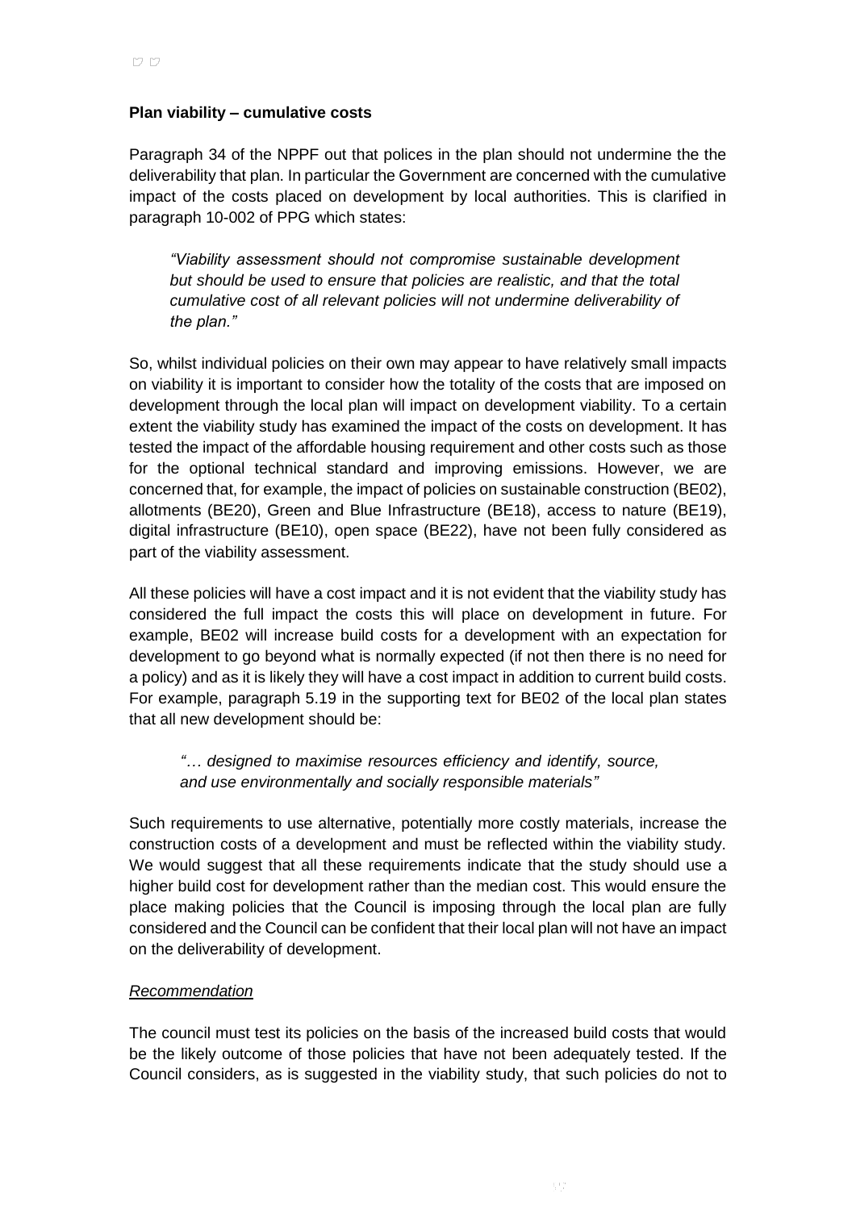**Plan viability – cumulative costs**

Paragraph 34 of the NPPF out that polices in the plan should not undermine the the deliverability that plan. In particular the Government are concerned with the cumulative impact of the costs placed on development by local authorities. This is clarified in paragraph 10-002 of PPG which states:

> *"Viability assessment should not compromise sustainable development but should be used to ensure that policies are realistic, and that the total cumulative cost of all relevant policies will not undermine deliverability of the plan."*

So, whilst individual policies on their own may appear to have relatively small impacts on viability it is important to consider how the totality of the costs that are imposed on development through the local plan will impact on development viability. To a certain extent the viability study has examined the impact of the costs on development. It has tested the impact of the affordable housing requirement and other costs such as those for the optional technical standard and improving emissions. However, we are concerned that, for example, the impact of policies on sustainable construction (BE02), allotments (BE20), Green and Blue Infrastructure (BE18), access to nature (BE19), digital infrastructure (BE10), open space (BE22), have not been fully considered as part of the viability assessment.

All these policies will have a cost impact and it is not evident that the viability study has considered the full impact the costs this will place on development in future. For example, BE02 will increase build costs for a development with an expectation for development to go beyond what is normally expected (if not then there is no need for a policy) and as it is likely they will have a cost impact in addition to current build costs. For example, paragraph 5.19 in the supporting text for BE02 of the local plan states that all new development should be:

> *"… designed to maximise resources efficiency and identify, source, and use environmentally and socially responsible materials"*

Such requirements to use alternative, potentially more costly materials, increase the construction costs of a development and must be reflected within the viability study. We would suggest that all these requirements indicate that the study should use a higher build cost for development rather than the median cost. This would ensure the place making policies that the Council is imposing through the local plan are fully considered and the Council can be confident that their local plan will not have an impact on the deliverability of development.

*Recommendation*

The council must test its policies on the basis of the increased build costs that would be the likely outcome of those policies that have not been adequately tested. If the Council considers, as is suggested in the viability study, that such policies do not to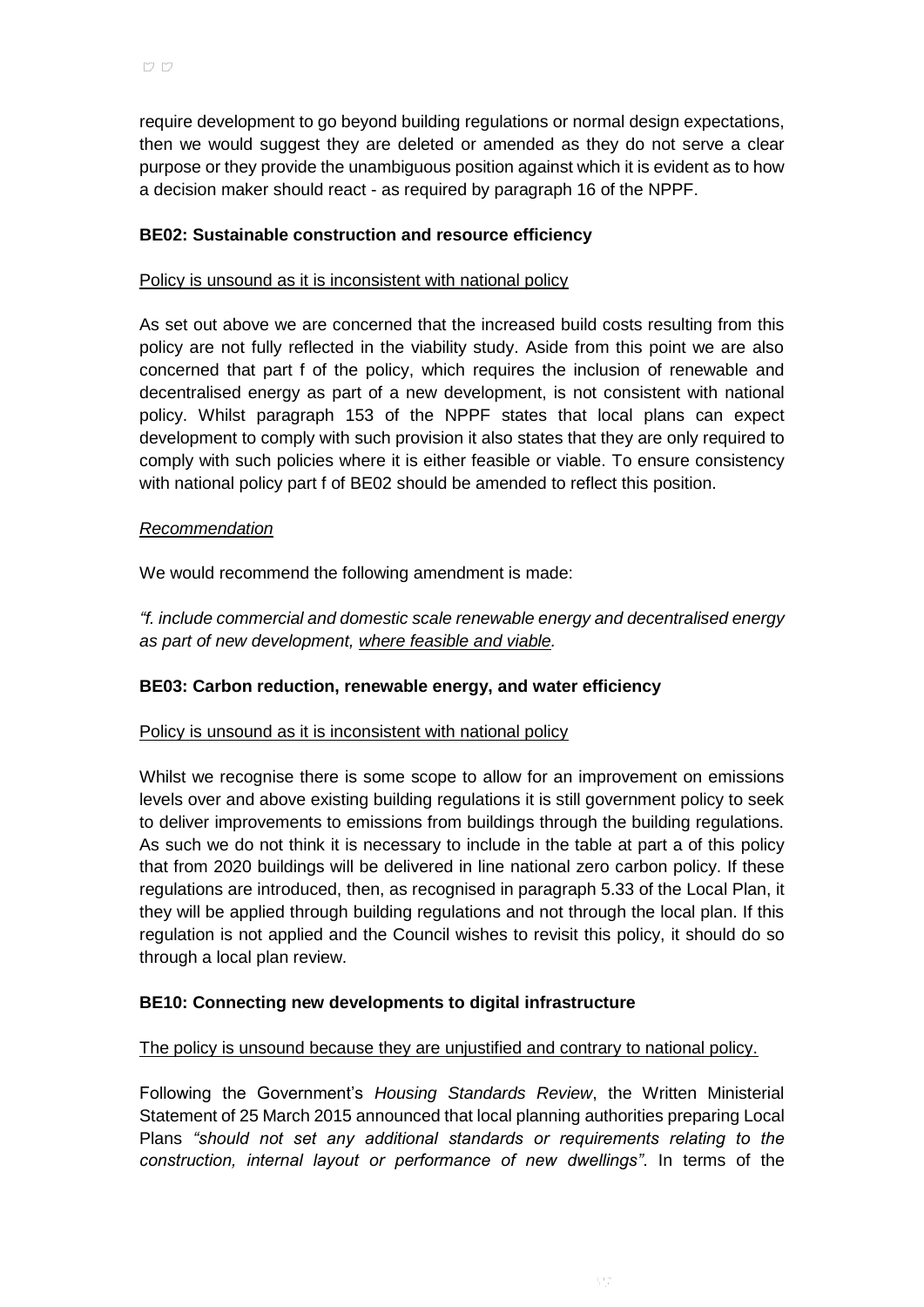require development to go beyond building regulations or normal design expectations, then we would suggest they are deleted or amended as they do not serve a clear purpose or they provide the unambiguous position against which it is evident as to how a decision maker should react - as required by paragraph 16 of the NPPF.

**BE02: Sustainable construction and resource efficiency**

Policy is unsound as it is inconsistent with national policy

As set out above we are concerned that the increased build costs resulting from this policy are not fully reflected in the viability study. Aside from this point we are also concerned that part f of the policy, which requires the inclusion of renewable and decentralised energy as part of a new development, is not consistent with national policy. Whilst paragraph 153 of the NPPF states that local plans can expect development to comply with such provision it also states that they are only required to comply with such policies where it is either feasible or viable. To ensure consistency with national policy part f of BE02 should be amended to reflect this position.

*Recommendation*

We would recommend the following amendment is made:

*"f. include commercial and domestic scale renewable energy and decentralised energy as part of new development, where feasible and viable.*

**BE03: Carbon reduction, renewable energy, and water efficiency**

Policy is unsound as it is inconsistent with national policy

Whilst we recognise there is some scope to allow for an improvement on emissions levels over and above existing building regulations it is still government policy to seek to deliver improvements to emissions from buildings through the building regulations. As such we do not think it is necessary to include in the table at part a of this policy that from 2020 buildings will be delivered in line national zero carbon policy. If these regulations are introduced, then, as recognised in paragraph 5.33 of the Local Plan, it they will be applied through building regulations and not through the local plan. If this regulation is not applied and the Council wishes to revisit this policy, it should do so through a local plan review.

**BE10: Connecting new developments to digital infrastructure**

The policy is unsound because they are unjustified and contrary to national policy.

Following the Government's *Housing Standards Review*, the Written Ministerial Statement of 25 March 2015 announced that local planning authorities preparing Local Plans *"should not set any additional standards or requirements relating to the construction, internal layout or performance of new dwellings"*. In terms of the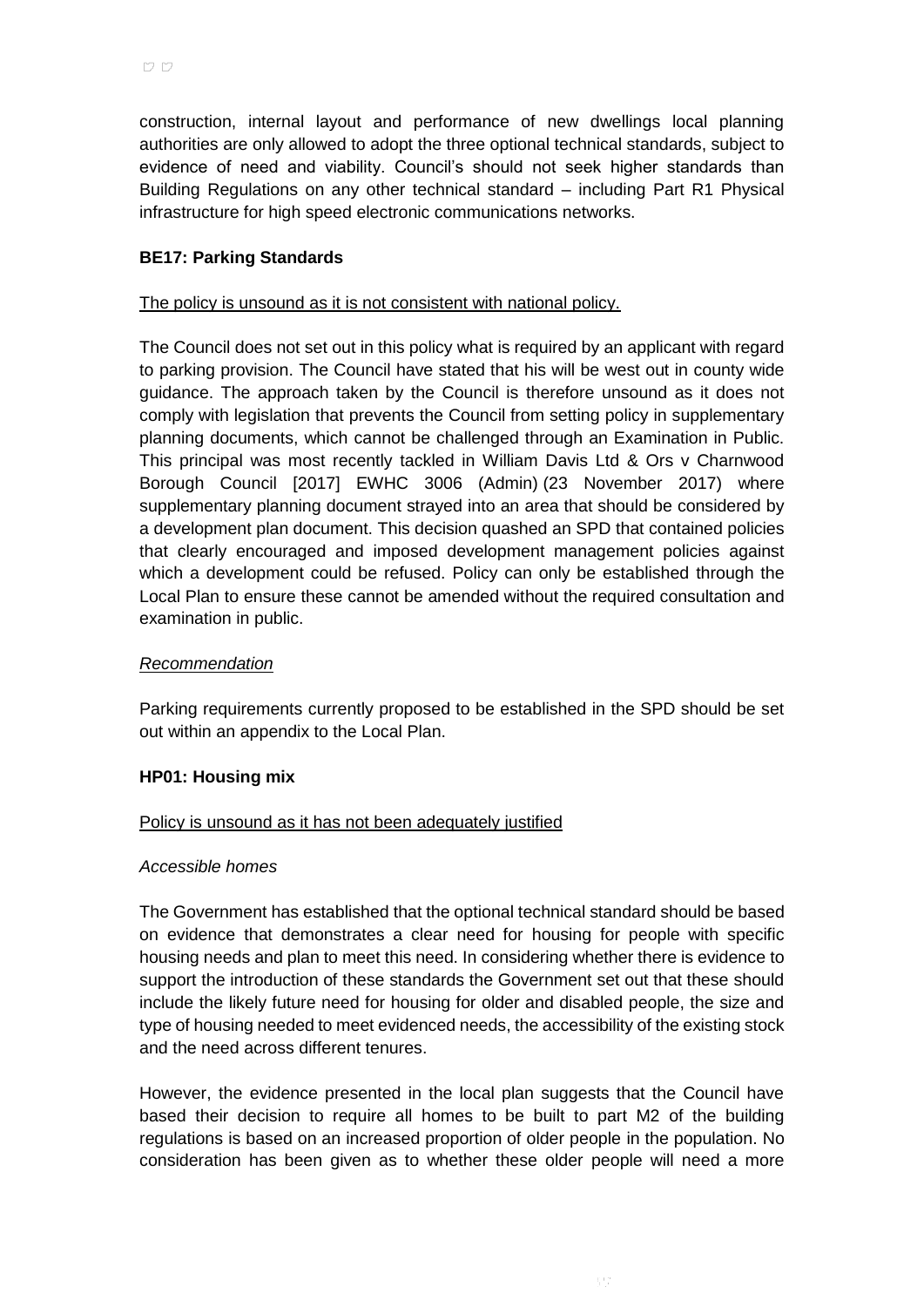construction, internal layout and performance of new dwellings local planning authorities are only allowed to adopt the three optional technical standards, subject to evidence of need and viability. Council's should not seek higher standards than Building Regulations on any other technical standard – including Part R1 Physical infrastructure for high speed electronic communications networks.

**BE17: Parking Standards**

The policy is unsound as it is not consistent with national policy.

The Council does not set out in this policy what is required by an applicant with regard to parking provision. The Council have stated that his will be west out in county wide guidance. The approach taken by the Council is therefore unsound as it does not comply with legislation that prevents the Council from setting policy in supplementary planning documents, which cannot be challenged through an Examination in Public. This principal was most recently tackled in William Davis Ltd & Ors v Charnwood Borough Council [2017] EWHC 3006 (Admin) (23 November 2017) where supplementary planning document strayed into an area that should be considered by a development plan document. This decision quashed an SPD that contained policies that clearly encouraged and imposed development management policies against which a development could be refused. Policy can only be established through the Local Plan to ensure these cannot be amended without the required consultation and examination in public.

*Recommendation*

Parking requirements currently proposed to be established in the SPD should be set out within an appendix to the Local Plan.

**HP01: Housing mix**

Policy is unsound as it has not been adequately justified

*Accessible homes*

The Government has established that the optional technical standard should be based on evidence that demonstrates a clear need for housing for people with specific housing needs and plan to meet this need. In considering whether there is evidence to support the introduction of these standards the Government set out that these should include the likely future need for housing for older and disabled people, the size and type of housing needed to meet evidenced needs, the accessibility of the existing stock and the need across different tenures.

However, the evidence presented in the local plan suggests that the Council have based their decision to require all homes to be built to part M2 of the building regulations is based on an increased proportion of older people in the population. No consideration has been given as to whether these older people will need a more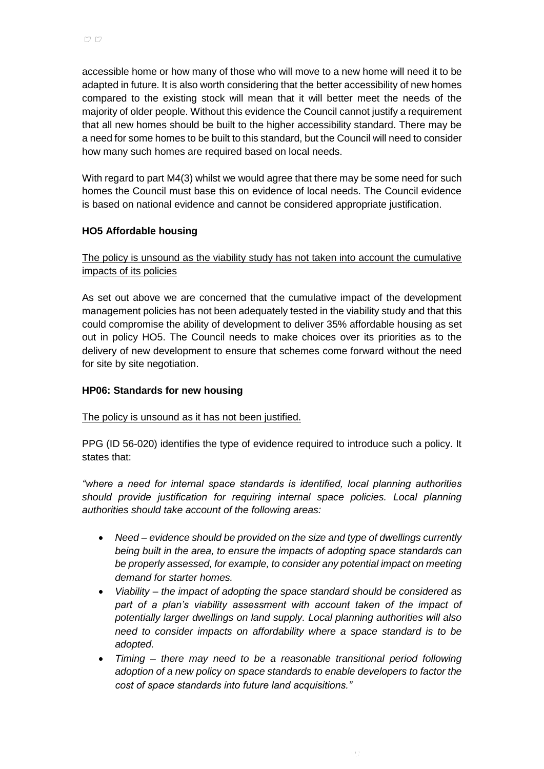accessible home or how many of those who will move to a new home will need it to be adapted in future. It is also worth considering that the better accessibility of new homes compared to the existing stock will mean that it will better meet the needs of the majority of older people. Without this evidence the Council cannot justify a requirement that all new homes should be built to the higher accessibility standard. There may be a need for some homes to be built to this standard, but the Council will need to consider how many such homes are required based on local needs.

With regard to part M4(3) whilst we would agree that there may be some need for such homes the Council must base this on evidence of local needs. The Council evidence is based on national evidence and cannot be considered appropriate justification.

**HO5 Affordable housing**

<u>The policy is unsound as the viability study has not taken into account the cumulative impacts of its policies</u>

As set out above we are concerned that the cumulative impact of the development management policies has not been adequately tested in the viability study and that this could compromise the ability of development to deliver 35% affordable housing as set out in policy HO5. The Council needs to make choices over its priorities as to the delivery of new development to ensure that schemes come forward without the need for site by site negotiation.

**HP06: Standards for new housing**

<u>The policy is unsound as it has not been justified.</u>

PPG (ID 56-020) identifies the type of evidence required to introduce such a policy. It states that:

*"where a need for internal space standards is identified, local planning authorities should provide justification for requiring internal space policies. Local planning authorities should take account of the following areas:*

- *Need – evidence should be provided on the size and type of dwellings currently being built in the area, to ensure the impacts of adopting space standards can be properly assessed, for example, to consider any potential impact on meeting demand for starter homes.*
- *Viability – the impact of adopting the space standard should be considered as part of a plan's viability assessment with account taken of the impact of potentially larger dwellings on land supply. Local planning authorities will also need to consider impacts on affordability where a space standard is to be adopted.*
- *Timing – there may need to be a reasonable transitional period following adoption of a new policy on space standards to enable developers to factor the cost of space standards into future land acquisitions."*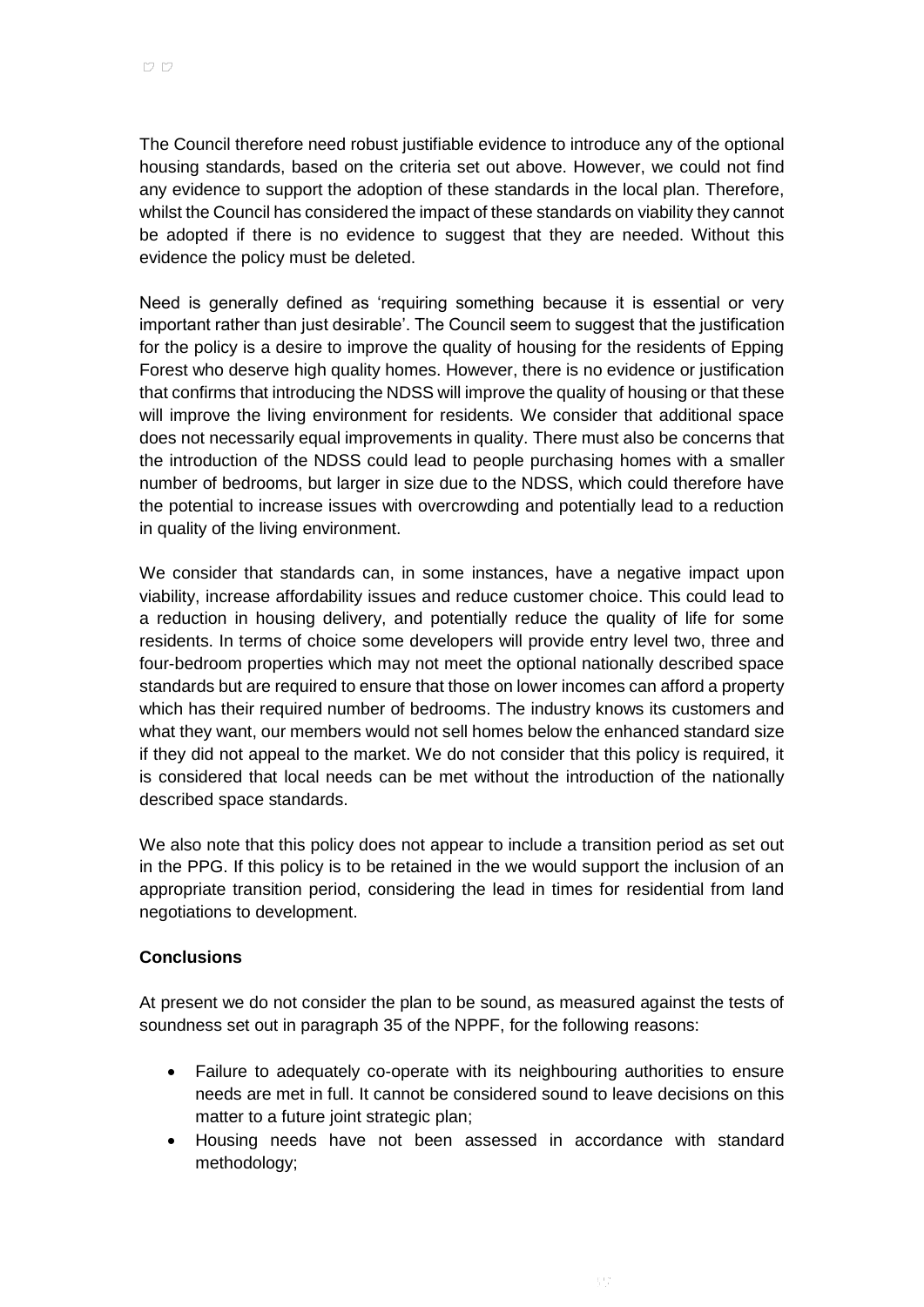The Council therefore need robust justifiable evidence to introduce any of the optional housing standards, based on the criteria set out above. However, we could not find any evidence to support the adoption of these standards in the local plan. Therefore, whilst the Council has considered the impact of these standards on viability they cannot be adopted if there is no evidence to suggest that they are needed. Without this evidence the policy must be deleted.

Need is generally defined as 'requiring something because it is essential or very important rather than just desirable'. The Council seem to suggest that the justification for the policy is a desire to improve the quality of housing for the residents of Epping Forest who deserve high quality homes. However, there is no evidence or justification that confirms that introducing the NDSS will improve the quality of housing or that these will improve the living environment for residents. We consider that additional space does not necessarily equal improvements in quality. There must also be concerns that the introduction of the NDSS could lead to people purchasing homes with a smaller number of bedrooms, but larger in size due to the NDSS, which could therefore have the potential to increase issues with overcrowding and potentially lead to a reduction in quality of the living environment.

We consider that standards can, in some instances, have a negative impact upon viability, increase affordability issues and reduce customer choice. This could lead to a reduction in housing delivery, and potentially reduce the quality of life for some residents. In terms of choice some developers will provide entry level two, three and four-bedroom properties which may not meet the optional nationally described space standards but are required to ensure that those on lower incomes can afford a property which has their required number of bedrooms. The industry knows its customers and what they want, our members would not sell homes below the enhanced standard size if they did not appeal to the market. We do not consider that this policy is required, it is considered that local needs can be met without the introduction of the nationally described space standards.

We also note that this policy does not appear to include a transition period as set out in the PPG. If this policy is to be retained in the we would support the inclusion of an appropriate transition period, considering the lead in times for residential from land negotiations to development.

**Conclusions**

At present we do not consider the plan to be sound, as measured against the tests of soundness set out in paragraph 35 of the NPPF, for the following reasons:

- Failure to adequately co-operate with its neighbouring authorities to ensure needs are met in full. It cannot be considered sound to leave decisions on this matter to a future joint strategic plan;
- Housing needs have not been assessed in accordance with standard methodology;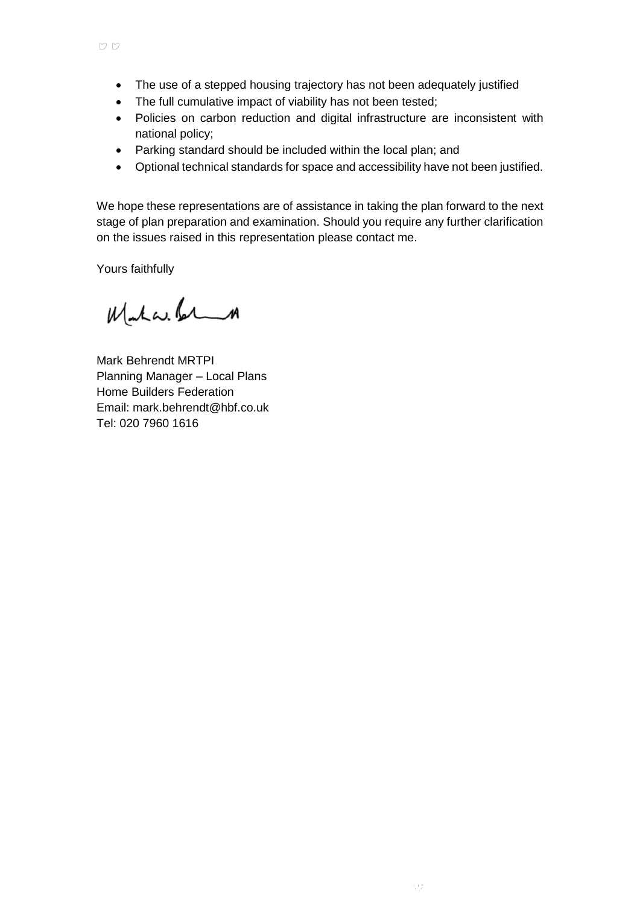- The use of a stepped housing trajectory has not been adequately justified
- The full cumulative impact of viability has not been tested;
- Policies on carbon reduction and digital infrastructure are inconsistent with national policy;
- Parking standard should be included within the local plan; and
- Optional technical standards for space and accessibility have not been justified.

We hope these representations are of assistance in taking the plan forward to the next stage of plan preparation and examination. Should you require any further clarification on the issues raised in this representation please contact me.

Yours faithfully

Mark Behrendt MRTPI
Planning Manager – Local Plans
Home Builders Federation
Email: mark.behrendt@hbf.co.uk
Tel: 020 7960 1616